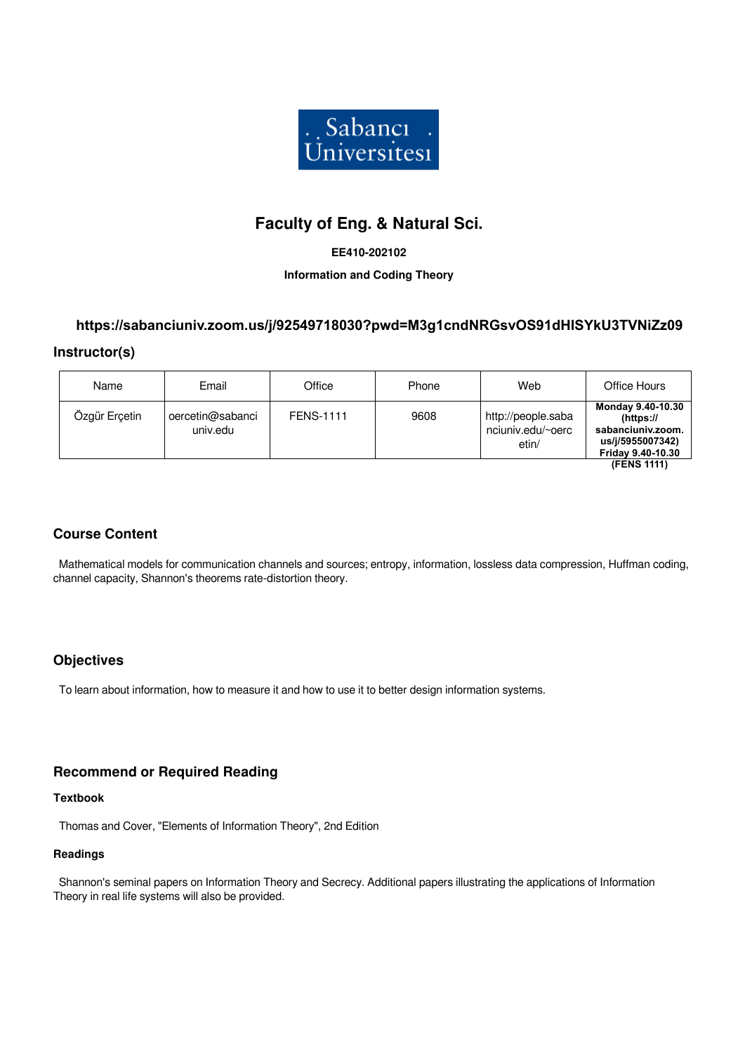# Faculty of Eng. & Natural Sci.

**EE410-202102**

**Information and Coding Theory**

### https://sabanciuniv.zoom.us/j/92549718030?pwd=M3g1cndNRGsvOS91dHlSYkU3TVNiZz09

## Instructor(s)

| Name | Email | Office | Phone | Web | Office Hours |
|---|---|---|---|---|---|
| Özgür Erçetin | oercetin@sabanciuniv.edu | FENS-1111 | 9608 | http://people.sabanciuniv.edu/~oercetin/ | **Monday 9.40-10.30 (https://sabanciuniv.zoom.us/j/5955007342) Friday 9.40-10.30 (FENS 1111)** |

## Course Content

Mathematical models for communication channels and sources; entropy, information, lossless data compression, Huffman coding, channel capacity, Shannon's theorems rate-distortion theory.

## Objectives

To learn about information, how to measure it and how to use it to better design information systems.

## Recommend or Required Reading

### Textbook

Thomas and Cover, "Elements of Information Theory", 2nd Edition

### Readings

Shannon's seminal papers on Information Theory and Secrecy. Additional papers illustrating the applications of Information Theory in real life systems will also be provided.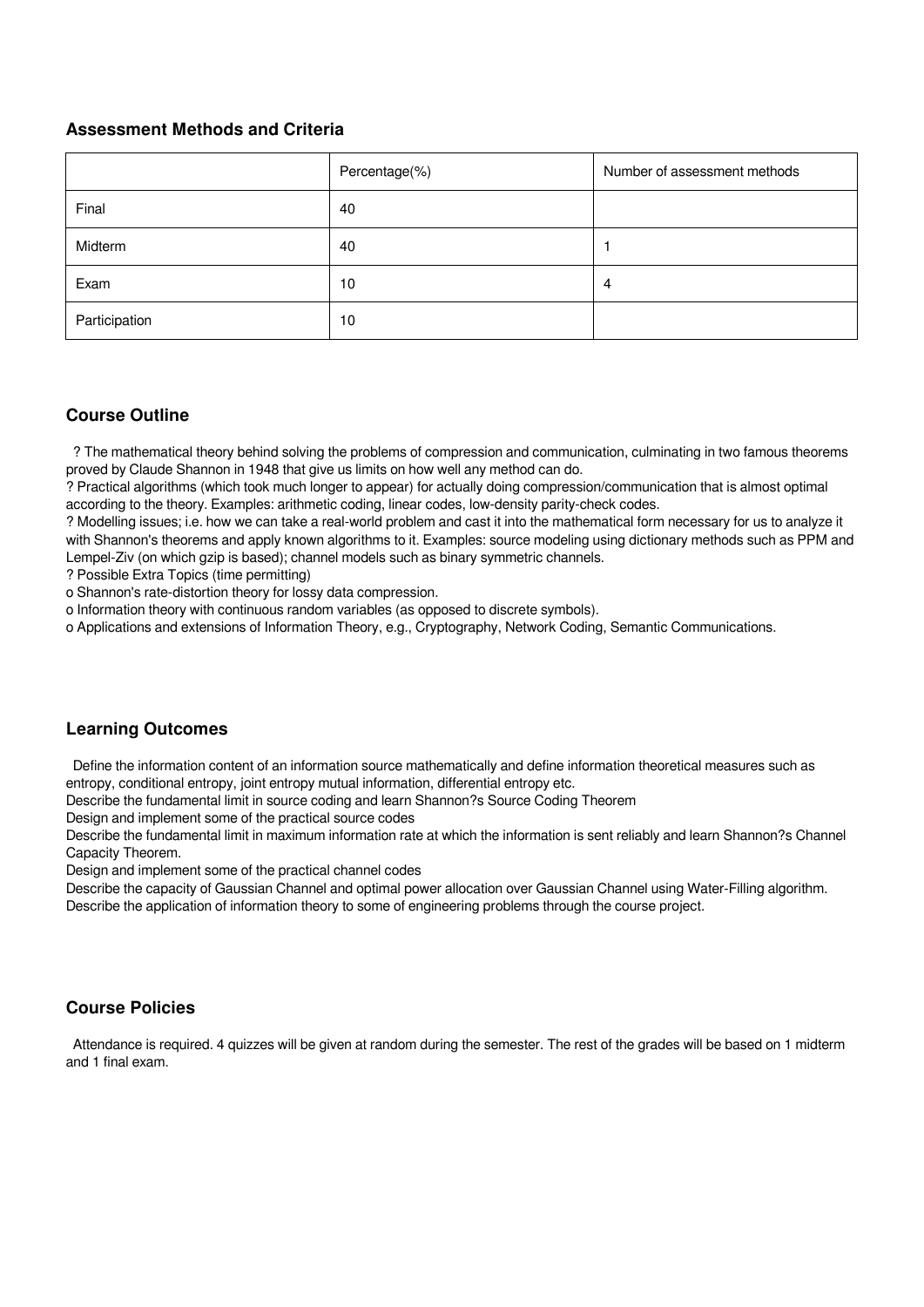### Assessment Methods and Criteria

| | Percentage(%) | Number of assessment methods |
| --- | --- | --- |
| Final | 40 | |
| Midterm | 40 | 1 |
| Exam | 10 | 4 |
| Participation | 10 | |

### Course Outline

? The mathematical theory behind solving the problems of compression and communication, culminating in two famous theorems proved by Claude Shannon in 1948 that give us limits on how well any method can do.
? Practical algorithms (which took much longer to appear) for actually doing compression/communication that is almost optimal according to the theory. Examples: arithmetic coding, linear codes, low-density parity-check codes.
? Modelling issues; i.e. how we can take a real-world problem and cast it into the mathematical form necessary for us to analyze it with Shannon's theorems and apply known algorithms to it. Examples: source modeling using dictionary methods such as PPM and Lempel-Ziv (on which gzip is based); channel models such as binary symmetric channels.
? Possible Extra Topics (time permitting)
o Shannon's rate-distortion theory for lossy data compression.
o Information theory with continuous random variables (as opposed to discrete symbols).
o Applications and extensions of Information Theory, e.g., Cryptography, Network Coding, Semantic Communications.

### Learning Outcomes

Define the information content of an information source mathematically and define information theoretical measures such as entropy, conditional entropy, joint entropy mutual information, differential entropy etc.
Describe the fundamental limit in source coding and learn Shannon?s Source Coding Theorem
Design and implement some of the practical source codes
Describe the fundamental limit in maximum information rate at which the information is sent reliably and learn Shannon?s Channel Capacity Theorem.
Design and implement some of the practical channel codes
Describe the capacity of Gaussian Channel and optimal power allocation over Gaussian Channel using Water-Filling algorithm.
Describe the application of information theory to some of engineering problems through the course project.

### Course Policies

Attendance is required. 4 quizzes will be given at random during the semester. The rest of the grades will be based on 1 midterm and 1 final exam.